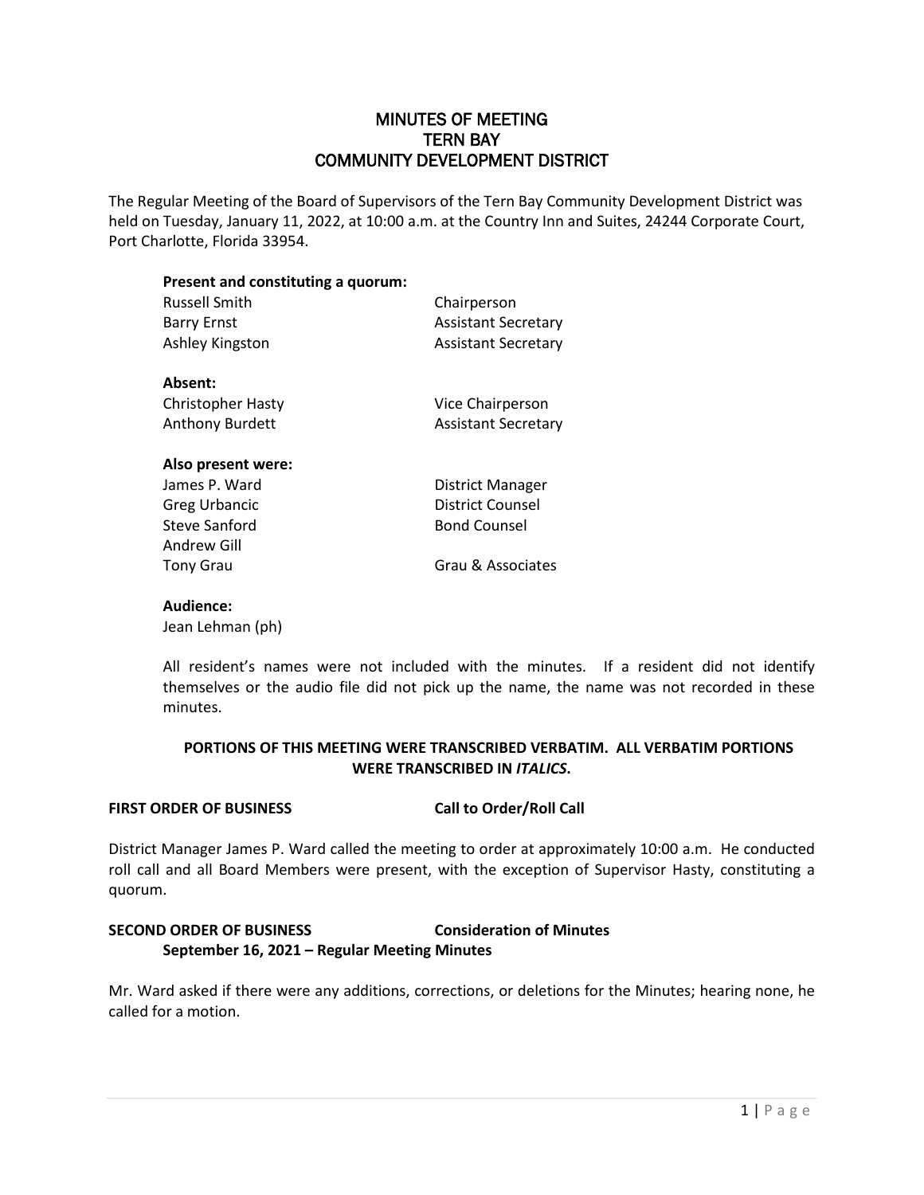# MINUTES OF MEETING
# TERN BAY
# COMMUNITY DEVELOPMENT DISTRICT

The Regular Meeting of the Board of Supervisors of the Tern Bay Community Development District was held on Tuesday, January 11, 2022, at 10:00 a.m. at the Country Inn and Suites, 24244 Corporate Court, Port Charlotte, Florida 33954.

**Present and constituting a quorum:**

| | |
|---|---|
| Russell Smith | Chairperson |
| Barry Ernst | Assistant Secretary |
| Ashley Kingston | Assistant Secretary |

**Absent:**

| | |
|---|---|
| Christopher Hasty | Vice Chairperson |
| Anthony Burdett | Assistant Secretary |

**Also present were:**

| | |
|---|---|
| James P. Ward | District Manager |
| Greg Urbancic | District Counsel |
| Steve Sanford | Bond Counsel |
| Andrew Gill | |
| Tony Grau | Grau & Associates |

**Audience:**

Jean Lehman (ph)

All resident's names were not included with the minutes. If a resident did not identify themselves or the audio file did not pick up the name, the name was not recorded in these minutes.

**PORTIONS OF THIS MEETING WERE TRANSCRIBED VERBATIM. ALL VERBATIM PORTIONS WERE TRANSCRIBED IN *ITALICS*.**

**FIRST ORDER OF BUSINESS** **Call to Order/Roll Call**

District Manager James P. Ward called the meeting to order at approximately 10:00 a.m. He conducted roll call and all Board Members were present, with the exception of Supervisor Hasty, constituting a quorum.

**SECOND ORDER OF BUSINESS** **Consideration of Minutes**
**September 16, 2021 – Regular Meeting Minutes**

Mr. Ward asked if there were any additions, corrections, or deletions for the Minutes; hearing none, he called for a motion.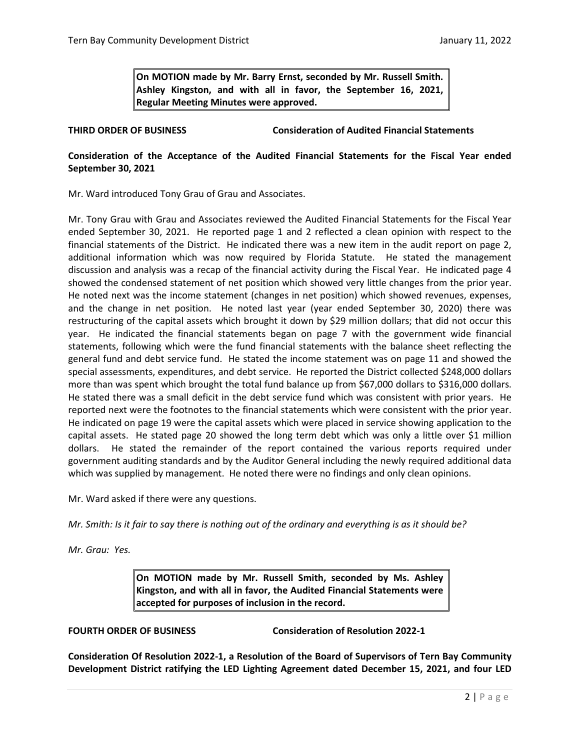**On MOTION made by Mr. Barry Ernst, seconded by Mr. Russell Smith. Ashley Kingston, and with all in favor, the September 16, 2021, Regular Meeting Minutes were approved.**

**THIRD ORDER OF BUSINESS Consideration of Audited Financial Statements**

**Consideration of the Acceptance of the Audited Financial Statements for the Fiscal Year ended September 30, 2021**

Mr. Ward introduced Tony Grau of Grau and Associates.

Mr. Tony Grau with Grau and Associates reviewed the Audited Financial Statements for the Fiscal Year ended September 30, 2021. He reported page 1 and 2 reflected a clean opinion with respect to the financial statements of the District. He indicated there was a new item in the audit report on page 2, additional information which was now required by Florida Statute. He stated the management discussion and analysis was a recap of the financial activity during the Fiscal Year. He indicated page 4 showed the condensed statement of net position which showed very little changes from the prior year. He noted next was the income statement (changes in net position) which showed revenues, expenses, and the change in net position. He noted last year (year ended September 30, 2020) there was restructuring of the capital assets which brought it down by $29 million dollars; that did not occur this year. He indicated the financial statements began on page 7 with the government wide financial statements, following which were the fund financial statements with the balance sheet reflecting the general fund and debt service fund. He stated the income statement was on page 11 and showed the special assessments, expenditures, and debt service. He reported the District collected $248,000 dollars more than was spent which brought the total fund balance up from $67,000 dollars to $316,000 dollars. He stated there was a small deficit in the debt service fund which was consistent with prior years. He reported next were the footnotes to the financial statements which were consistent with the prior year. He indicated on page 19 were the capital assets which were placed in service showing application to the capital assets. He stated page 20 showed the long term debt which was only a little over $1 million dollars. He stated the remainder of the report contained the various reports required under government auditing standards and by the Auditor General including the newly required additional data which was supplied by management. He noted there were no findings and only clean opinions.

Mr. Ward asked if there were any questions.

*Mr. Smith: Is it fair to say there is nothing out of the ordinary and everything is as it should be?*

*Mr. Grau: Yes.*

**On MOTION made by Mr. Russell Smith, seconded by Ms. Ashley Kingston, and with all in favor, the Audited Financial Statements were accepted for purposes of inclusion in the record.**

**FOURTH ORDER OF BUSINESS Consideration of Resolution 2022-1**

**Consideration Of Resolution 2022-1, a Resolution of the Board of Supervisors of Tern Bay Community Development District ratifying the LED Lighting Agreement dated December 15, 2021, and four LED**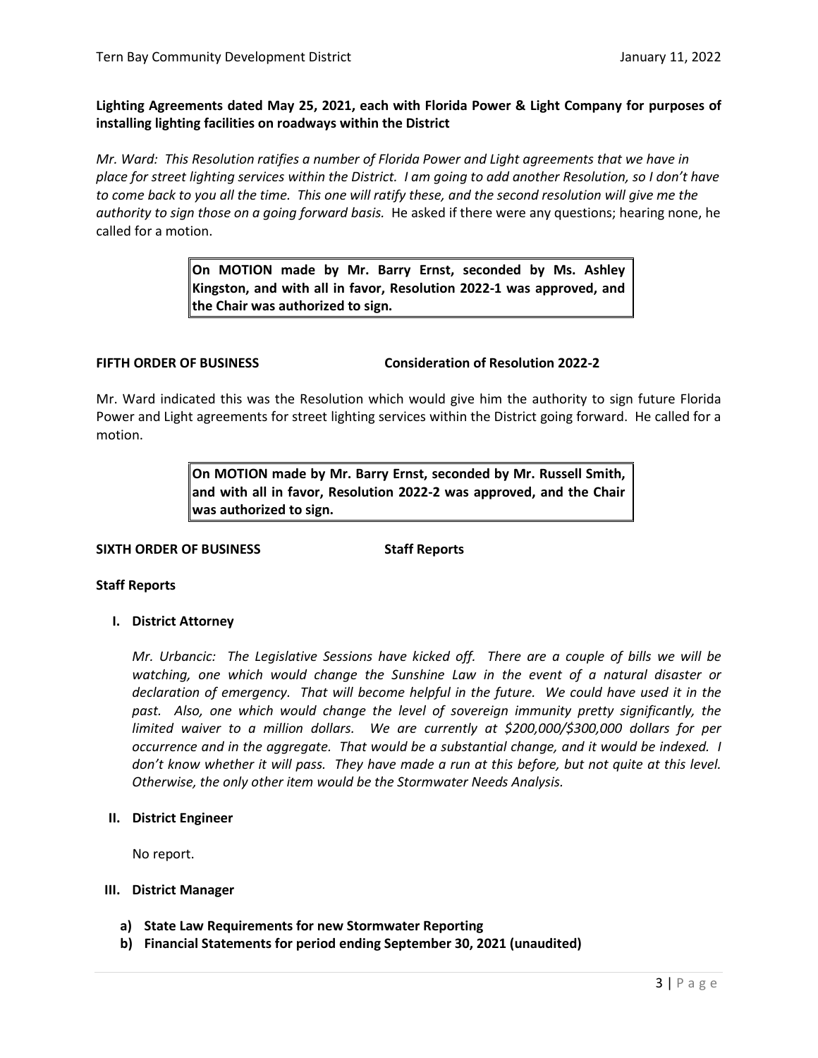**Lighting Agreements dated May 25, 2021, each with Florida Power & Light Company for purposes of installing lighting facilities on roadways within the District**

*Mr. Ward: This Resolution ratifies a number of Florida Power and Light agreements that we have in place for street lighting services within the District. I am going to add another Resolution, so I don't have to come back to you all the time. This one will ratify these, and the second resolution will give me the authority to sign those on a going forward basis.* He asked if there were any questions; hearing none, he called for a motion.

> **On MOTION made by Mr. Barry Ernst, seconded by Ms. Ashley Kingston, and with all in favor, Resolution 2022-1 was approved, and the Chair was authorized to sign.**

**FIFTH ORDER OF BUSINESS** **Consideration of Resolution 2022-2**

Mr. Ward indicated this was the Resolution which would give him the authority to sign future Florida Power and Light agreements for street lighting services within the District going forward. He called for a motion.

> **On MOTION made by Mr. Barry Ernst, seconded by Mr. Russell Smith, and with all in favor, Resolution 2022-2 was approved, and the Chair was authorized to sign.**

**SIXTH ORDER OF BUSINESS** **Staff Reports**

**Staff Reports**

**I. District Attorney**

*Mr. Urbancic: The Legislative Sessions have kicked off. There are a couple of bills we will be watching, one which would change the Sunshine Law in the event of a natural disaster or declaration of emergency. That will become helpful in the future. We could have used it in the past. Also, one which would change the level of sovereign immunity pretty significantly, the limited waiver to a million dollars. We are currently at $200,000/$300,000 dollars for per occurrence and in the aggregate. That would be a substantial change, and it would be indexed. I don't know whether it will pass. They have made a run at this before, but not quite at this level. Otherwise, the only other item would be the Stormwater Needs Analysis.*

**II. District Engineer**

No report.

**III. District Manager**

**a) State Law Requirements for new Stormwater Reporting**

**b) Financial Statements for period ending September 30, 2021 (unaudited)**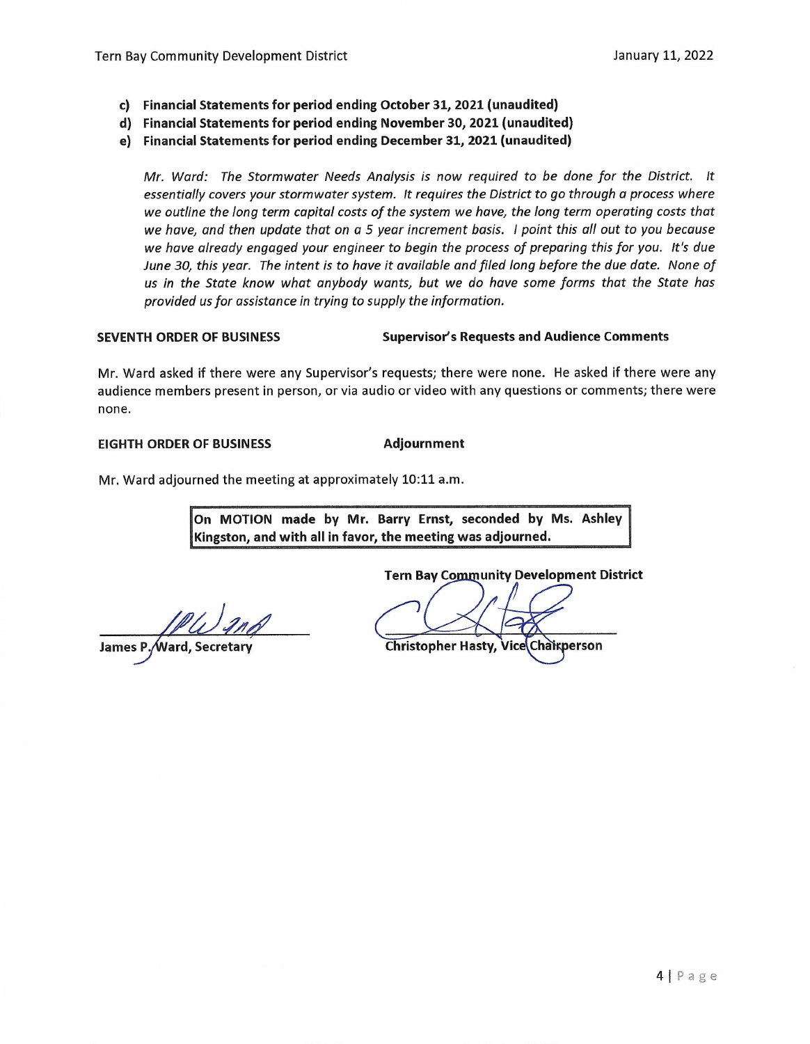- **c) Financial Statements for period ending October 31, 2021 (unaudited)**
- **d) Financial Statements for period ending November 30, 2021 (unaudited)**
- **e) Financial Statements for period ending December 31, 2021 (unaudited)**

*Mr. Ward: The Stormwater Needs Analysis is now required to be done for the District. It essentially covers your stormwater system. It requires the District to go through a process where we outline the long term capital costs of the system we have, the long term operating costs that we have, and then update that on a 5 year increment basis. I point this all out to you because we have already engaged your engineer to begin the process of preparing this for you. It's due June 30, this year. The intent is to have it available and filed long before the due date. None of us in the State know what anybody wants, but we do have some forms that the State has provided us for assistance in trying to supply the information.*

**SEVENTH ORDER OF BUSINESS** **Supervisor's Requests and Audience Comments**

Mr. Ward asked if there were any Supervisor's requests; there were none. He asked if there were any audience members present in person, or via audio or video with any questions or comments; there were none.

**EIGHTH ORDER OF BUSINESS** **Adjournment**

Mr. Ward adjourned the meeting at approximately 10:11 a.m.

**On MOTION made by Mr. Barry Ernst, seconded by Ms. Ashley Kingston, and with all in favor, the meeting was adjourned.**

**Tern Bay Community Development District**

**James P. Ward, Secretary**

**Christopher Hasty, Vice Chairperson**